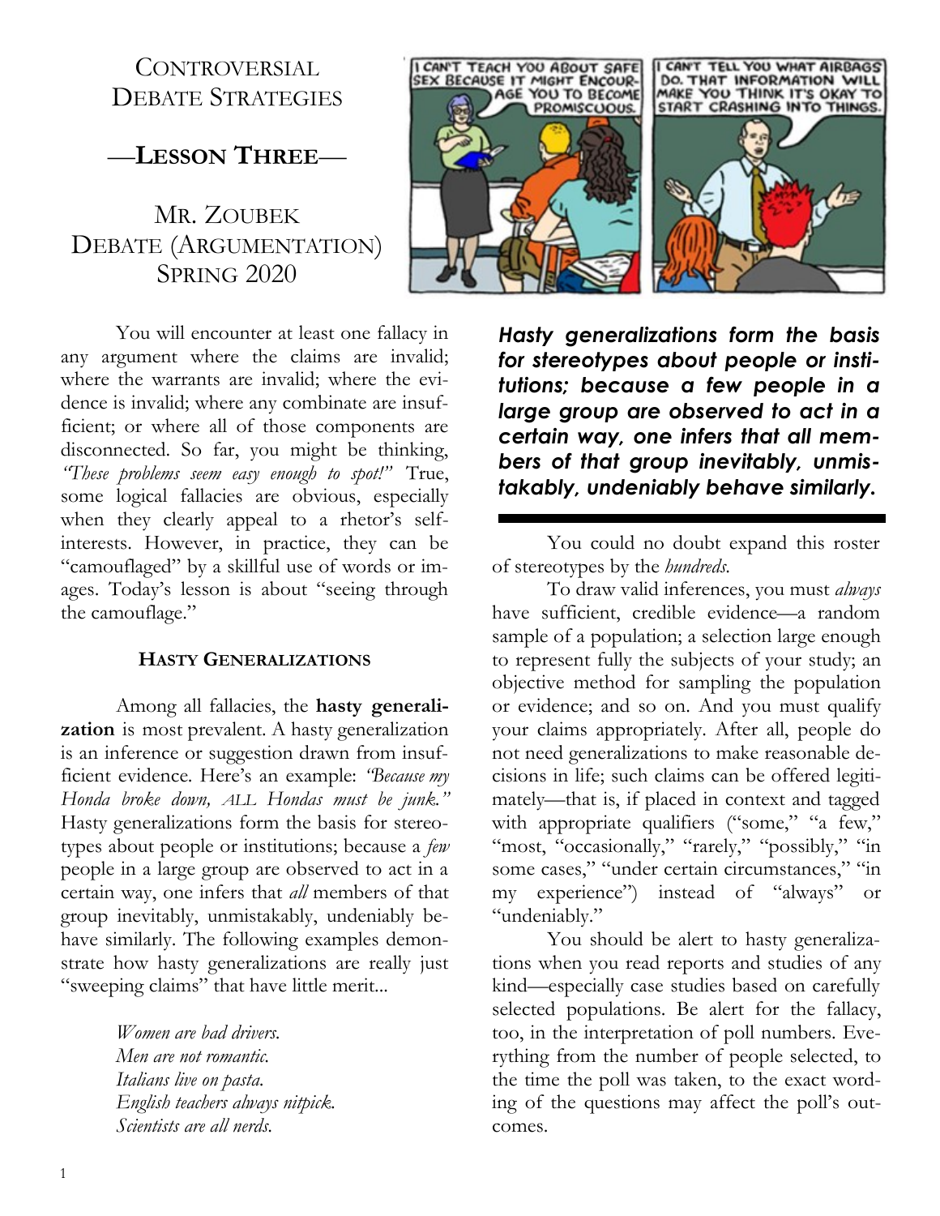# Controversial Debate Strategies

## —Lesson Three—

Mr. Zoubek
Debate (Argumentation)
Spring 2020

You will encounter at least one fallacy in any argument where the claims are invalid; where the warrants are invalid; where the evidence is invalid; where any combinate are insufficient; or where all of those components are disconnected. So far, you might be thinking, *"These problems seem easy enough to spot!"* True, some logical fallacies are obvious, especially when they clearly appeal to a rhetor's self-interests. However, in practice, they can be "camouflaged" by a skillful use of words or images. Today's lesson is about "seeing through the camouflage."

### Hasty Generalizations

Among all fallacies, the **hasty generalization** is most prevalent. A hasty generalization is an inference or suggestion drawn from insufficient evidence. Here's an example: *"Because my Honda broke down, ALL Hondas must be junk."* Hasty generalizations form the basis for stereotypes about people or institutions; because a *few* people in a large group are observed to act in a certain way, one infers that *all* members of that group inevitably, unmistakably, undeniably behave similarly. The following examples demonstrate how hasty generalizations are really just "sweeping claims" that have little merit...

*Women are bad drivers.*
*Men are not romantic.*
*Italians live on pasta.*
*English teachers always nitpick.*
*Scientists are all nerds.*

***Hasty generalizations form the basis for stereotypes about people or institutions; because a few people in a large group are observed to act in a certain way, one infers that all members of that group inevitably, unmistakably, undeniably behave similarly.***

You could no doubt expand this roster of stereotypes by the *hundreds.*

To draw valid inferences, you must *always* have sufficient, credible evidence—a random sample of a population; a selection large enough to represent fully the subjects of your study; an objective method for sampling the population or evidence; and so on. And you must qualify your claims appropriately. After all, people do not need generalizations to make reasonable decisions in life; such claims can be offered legitimately—that is, if placed in context and tagged with appropriate qualifiers ("some," "a few," "most, "occasionally," "rarely," "possibly," "in some cases," "under certain circumstances," "in my experience") instead of "always" or "undeniably."

You should be alert to hasty generalizations when you read reports and studies of any kind—especially case studies based on carefully selected populations. Be alert for the fallacy, too, in the interpretation of poll numbers. Everything from the number of people selected, to the time the poll was taken, to the exact wording of the questions may affect the poll's outcomes.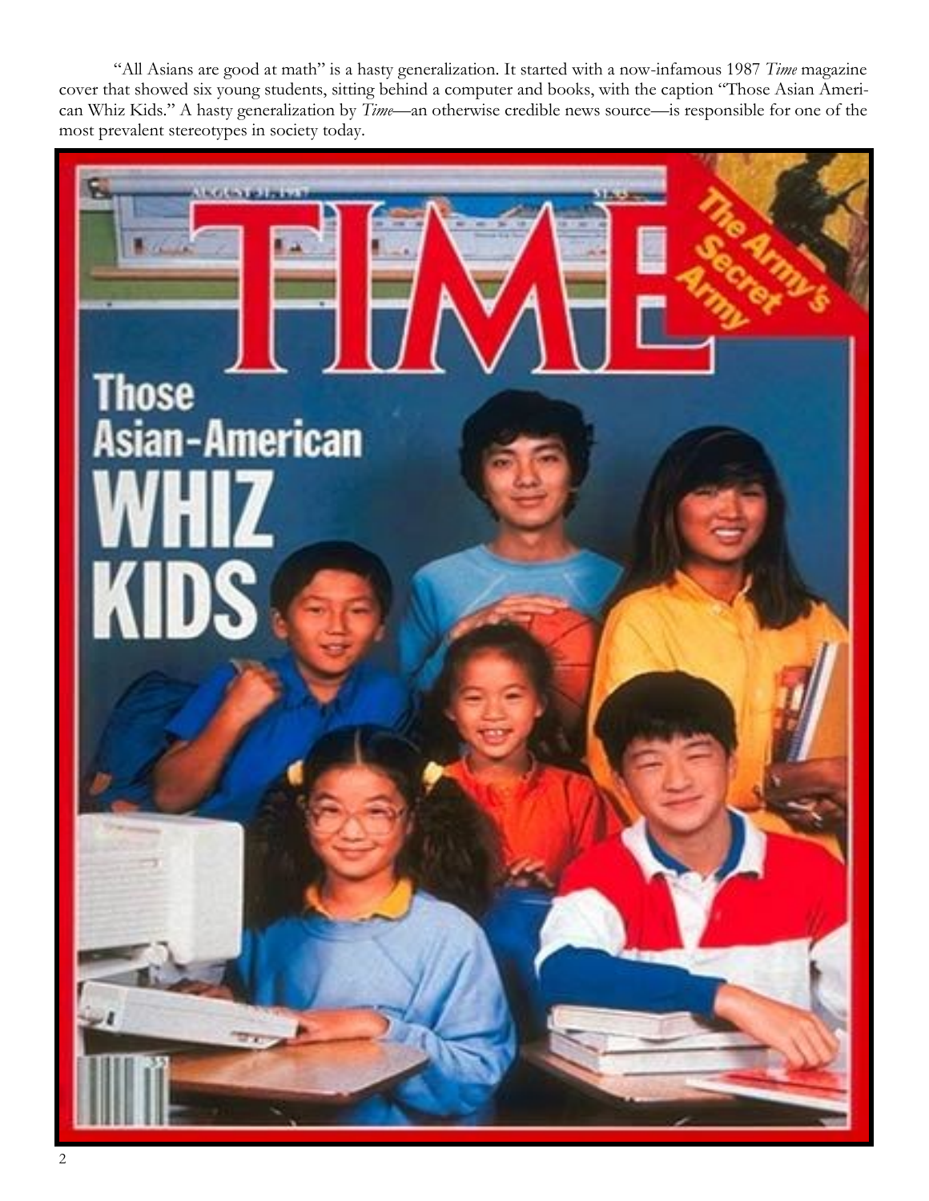"All Asians are good at math" is a hasty generalization. It started with a now-infamous 1987 *Time* magazine cover that showed six young students, sitting behind a computer and books, with the caption "Those Asian American Whiz Kids." A hasty generalization by *Time*—an otherwise credible news source—is responsible for one of the most prevalent stereotypes in society today.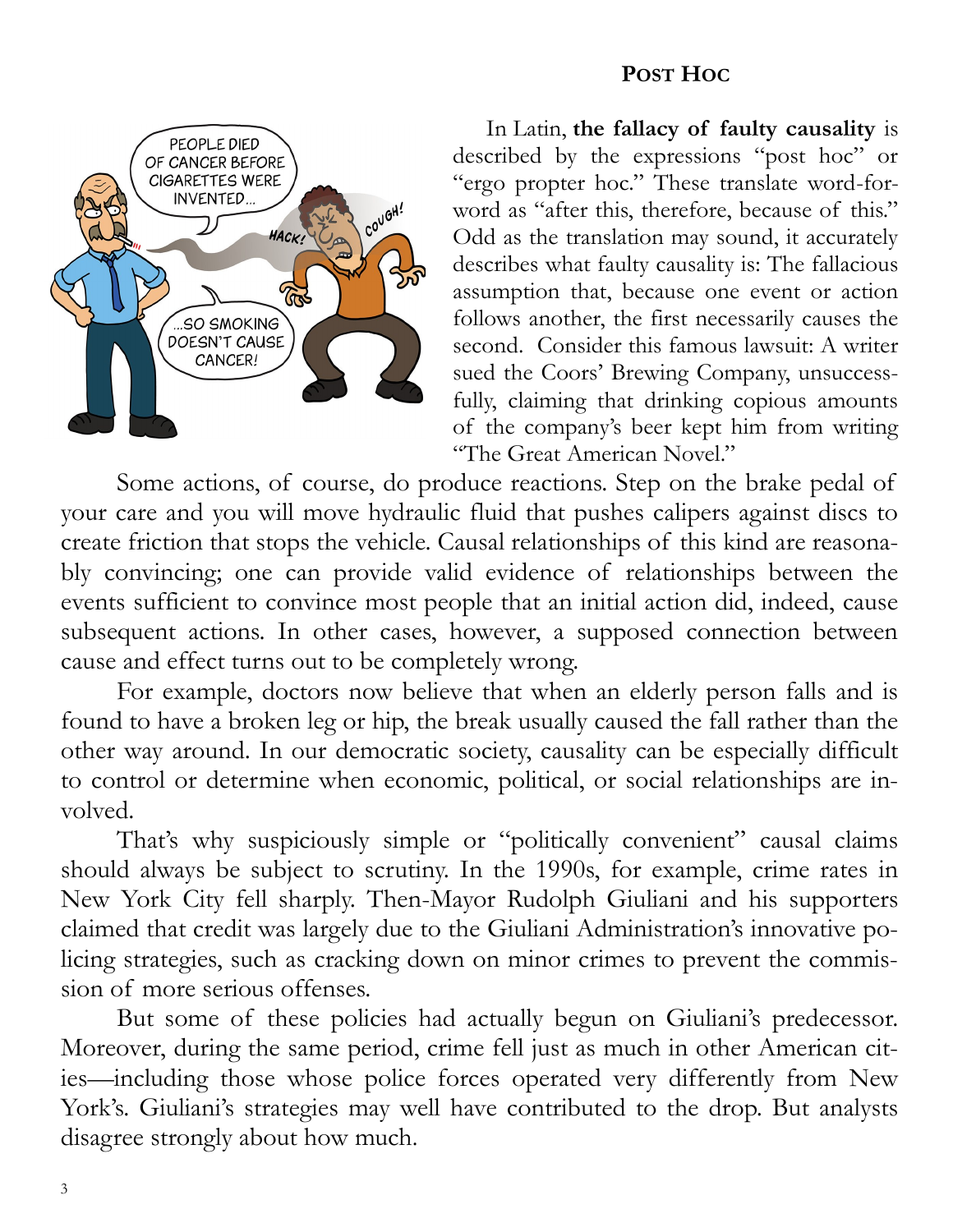## Post Hoc

In Latin, **the fallacy of faulty causality** is described by the expressions "post hoc" or "ergo propter hoc." These translate word-for-word as "after this, therefore, because of this." Odd as the translation may sound, it accurately describes what faulty causality is: The fallacious assumption that, because one event or action follows another, the first necessarily causes the second. Consider this famous lawsuit: A writer sued the Coors' Brewing Company, unsuccessfully, claiming that drinking copious amounts of the company's beer kept him from writing "The Great American Novel."

Some actions, of course, do produce reactions. Step on the brake pedal of your care and you will move hydraulic fluid that pushes calipers against discs to create friction that stops the vehicle. Causal relationships of this kind are reasonably convincing; one can provide valid evidence of relationships between the events sufficient to convince most people that an initial action did, indeed, cause subsequent actions. In other cases, however, a supposed connection between cause and effect turns out to be completely wrong.

For example, doctors now believe that when an elderly person falls and is found to have a broken leg or hip, the break usually caused the fall rather than the other way around. In our democratic society, causality can be especially difficult to control or determine when economic, political, or social relationships are involved.

That's why suspiciously simple or "politically convenient" causal claims should always be subject to scrutiny. In the 1990s, for example, crime rates in New York City fell sharply. Then-Mayor Rudolph Giuliani and his supporters claimed that credit was largely due to the Giuliani Administration's innovative policing strategies, such as cracking down on minor crimes to prevent the commission of more serious offenses.

But some of these policies had actually begun on Giuliani's predecessor. Moreover, during the same period, crime fell just as much in other American cities—including those whose police forces operated very differently from New York's. Giuliani's strategies may well have contributed to the drop. But analysts disagree strongly about how much.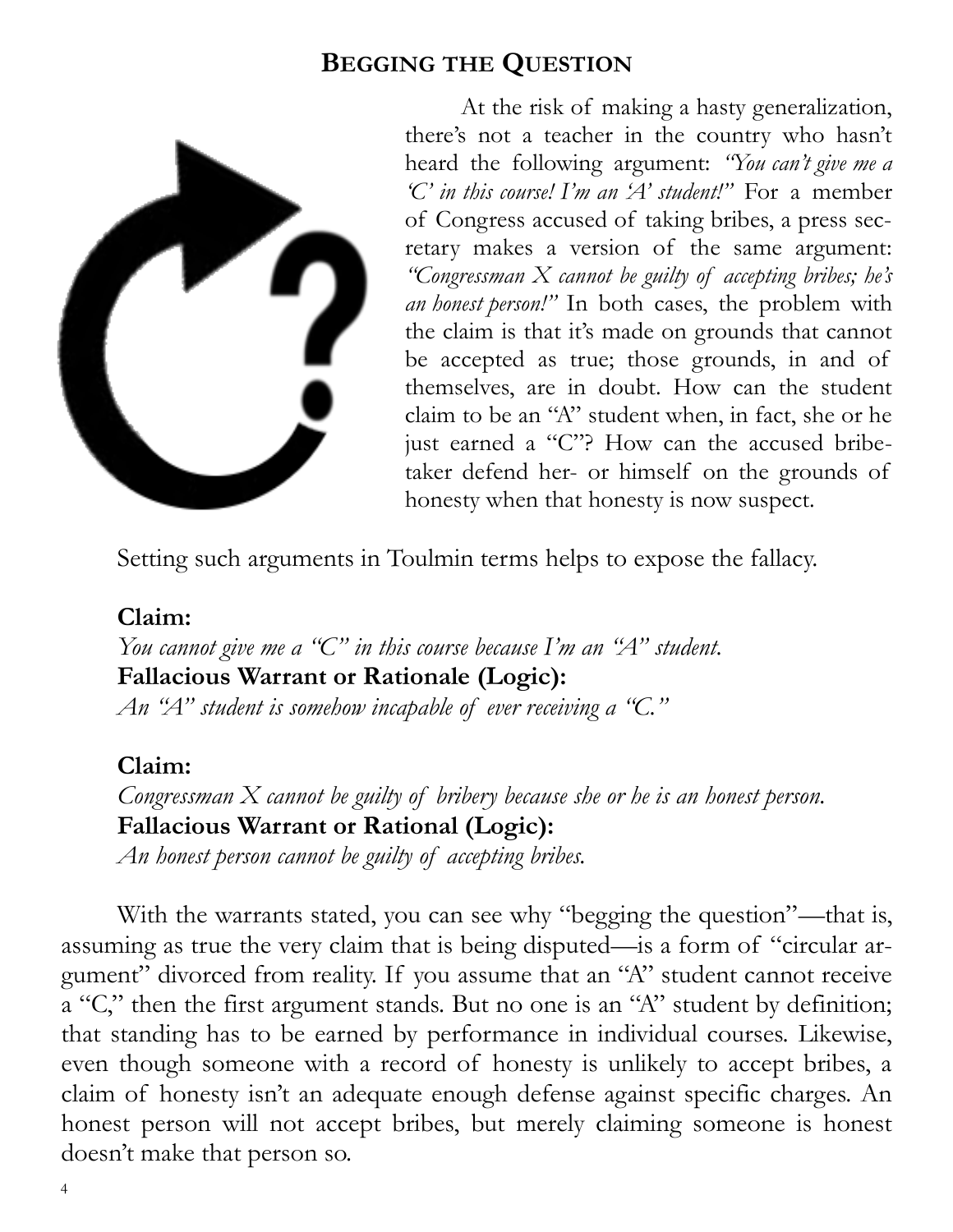## Begging the Question

At the risk of making a hasty generalization, there's not a teacher in the country who hasn't heard the following argument: *"You can't give me a 'C' in this course! I'm an 'A' student!"* For a member of Congress accused of taking bribes, a press secretary makes a version of the same argument: *"Congressman X cannot be guilty of accepting bribes; he's an honest person!"* In both cases, the problem with the claim is that it's made on grounds that cannot be accepted as true; those grounds, in and of themselves, are in doubt. How can the student claim to be an "A" student when, in fact, she or he just earned a "C"? How can the accused bribe-taker defend her- or himself on the grounds of honesty when that honesty is now suspect.

Setting such arguments in Toulmin terms helps to expose the fallacy.

**Claim:**
*You cannot give me a "C" in this course because I'm an "A" student.*
**Fallacious Warrant or Rationale (Logic):**
*An "A" student is somehow incapable of ever receiving a "C."*

**Claim:**
*Congressman X cannot be guilty of bribery because she or he is an honest person.*
**Fallacious Warrant or Rational (Logic):**
*An honest person cannot be guilty of accepting bribes.*

With the warrants stated, you can see why "begging the question"—that is, assuming as true the very claim that is being disputed—is a form of "circular argument" divorced from reality. If you assume that an "A" student cannot receive a "C," then the first argument stands. But no one is an "A" student by definition; that standing has to be earned by performance in individual courses. Likewise, even though someone with a record of honesty is unlikely to accept bribes, a claim of honesty isn't an adequate enough defense against specific charges. An honest person will not accept bribes, but merely claiming someone is honest doesn't make that person so.